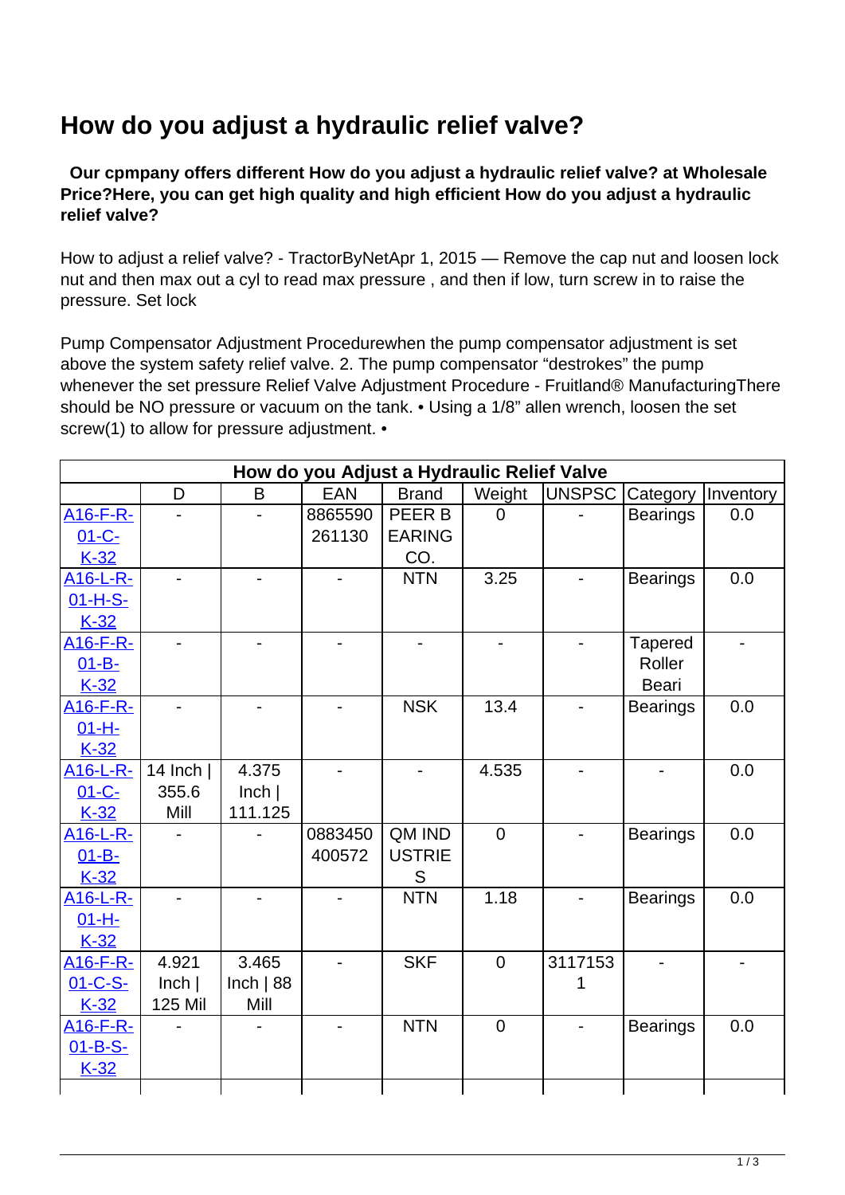# How do you adjust a hydraulic relief valve?

**Our cpmpany offers different How do you adjust a hydraulic relief valve? at Wholesale Price?Here, you can get high quality and high efficient How do you adjust a hydraulic relief valve?**

How to adjust a relief valve? - TractorByNetApr 1, 2015 — Remove the cap nut and loosen lock nut and then max out a cyl to read max pressure , and then if low, turn screw in to raise the pressure. Set lock

Pump Compensator Adjustment Procedurewhen the pump compensator adjustment is set above the system safety relief valve. 2. The pump compensator “destrokes” the pump whenever the set pressure Relief Valve Adjustment Procedure - Fruitland® ManufacturingThere should be NO pressure or vacuum on the tank. • Using a 1/8” allen wrench, loosen the set screw(1) to allow for pressure adjustment. •

| How do you Adjust a Hydraulic Relief Valve | | | | | | | | |
|---|---|---|---|---|---|---|---|---|
| | D | B | EAN | Brand | Weight | UNSPSC | Category | Inventory |
| A16-F-R-01-C-K-32 | - | - | 8865590261130 | PEER BEARING CO. | 0 | - | Bearings | 0.0 |
| A16-L-R-01-H-S-K-32 | - | - | - | NTN | 3.25 | - | Bearings | 0.0 |
| A16-F-R-01-B-K-32 | - | - | - | - | - | - | Tapered Roller Beari | - |
| A16-F-R-01-H-K-32 | - | - | - | NSK | 13.4 | - | Bearings | 0.0 |
| A16-L-R-01-C-K-32 | 14 Inch \| 355.6 Mill | 4.375 Inch \| 111.125 | - | - | 4.535 | - | - | 0.0 |
| A16-L-R-01-B-K-32 | - | - | 0883450400572 | QM INDUSTRIES | 0 | - | Bearings | 0.0 |
| A16-L-R-01-H-K-32 | - | - | - | NTN | 1.18 | - | Bearings | 0.0 |
| A16-F-R-01-C-S-K-32 | 4.921 Inch \| 125 Mil | 3.465 Inch \| 88 Mill | - | SKF | 0 | 31171531 | - | - |
| A16-F-R-01-B-S-K-32 | - | - | - | NTN | 0 | - | Bearings | 0.0 |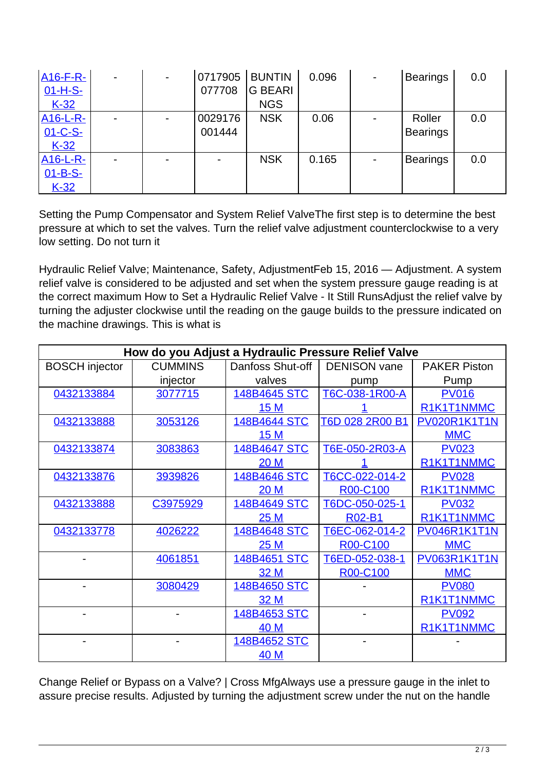| A16-F-R-01-H-S-K-32 | - | - | 0717905077708 | BUNTING BEARINGS | 0.096 | - | Bearings | 0.0 |
|---|---|---|---|---|---|---|---|---|
| A16-L-R-01-C-S-K-32 | - | - | 0029176001444 | NSK | 0.06 | - | Roller Bearings | 0.0 |
| A16-L-R-01-B-S-K-32 | - | - | - | NSK | 0.165 | - | Bearings | 0.0 |

Setting the Pump Compensator and System Relief ValveThe first step is to determine the best pressure at which to set the valves. Turn the relief valve adjustment counterclockwise to a very low setting. Do not turn it

Hydraulic Relief Valve; Maintenance, Safety, AdjustmentFeb 15, 2016 — Adjustment. A system relief valve is considered to be adjusted and set when the system pressure gauge reading is at the correct maximum How to Set a Hydraulic Relief Valve - It Still RunsAdjust the relief valve by turning the adjuster clockwise until the reading on the gauge builds to the pressure indicated on the machine drawings. This is what is

| How do you Adjust a Hydraulic Pressure Relief Valve | | | | |
|---|---|---|---|---|
| BOSCH injector | CUMMINS injector | Danfoss Shut-off valves | DENISON vane pump | PAKER Piston Pump |
| 0432133884 | 3077715 | 148B4645 STC 15 M | T6C-038-1R00-A1 | PV016 R1K1T1NMMC |
| 0432133888 | 3053126 | 148B4644 STC 15 M | T6D 028 2R00 B1 | PV020R1K1T1NMMC |
| 0432133874 | 3083863 | 148B4647 STC 20 M | T6E-050-2R03-A1 | PV023 R1K1T1NMMC |
| 0432133876 | 3939826 | 148B4646 STC 20 M | T6CC-022-014-2R00-C100 | PV028 R1K1T1NMMC |
| 0432133888 | C3975929 | 148B4649 STC 25 M | T6DC-050-025-1R02-B1 | PV032 R1K1T1NMMC |
| 0432133778 | 4026222 | 148B4648 STC 25 M | T6EC-062-014-2R00-C100 | PV046R1K1T1NMMC |
| - | 4061851 | 148B4651 STC 32 M | T6ED-052-038-1R00-C100 | PV063R1K1T1NMMC |
| - | 3080429 | 148B4650 STC 32 M | - | PV080 R1K1T1NMMC |
| - | - | 148B4653 STC 40 M | - | PV092 R1K1T1NMMC |
| - | - | 148B4652 STC 40 M | - | - |

Change Relief or Bypass on a Valve? | Cross MfgAlways use a pressure gauge in the inlet to assure precise results. Adjusted by turning the adjustment screw under the nut on the handle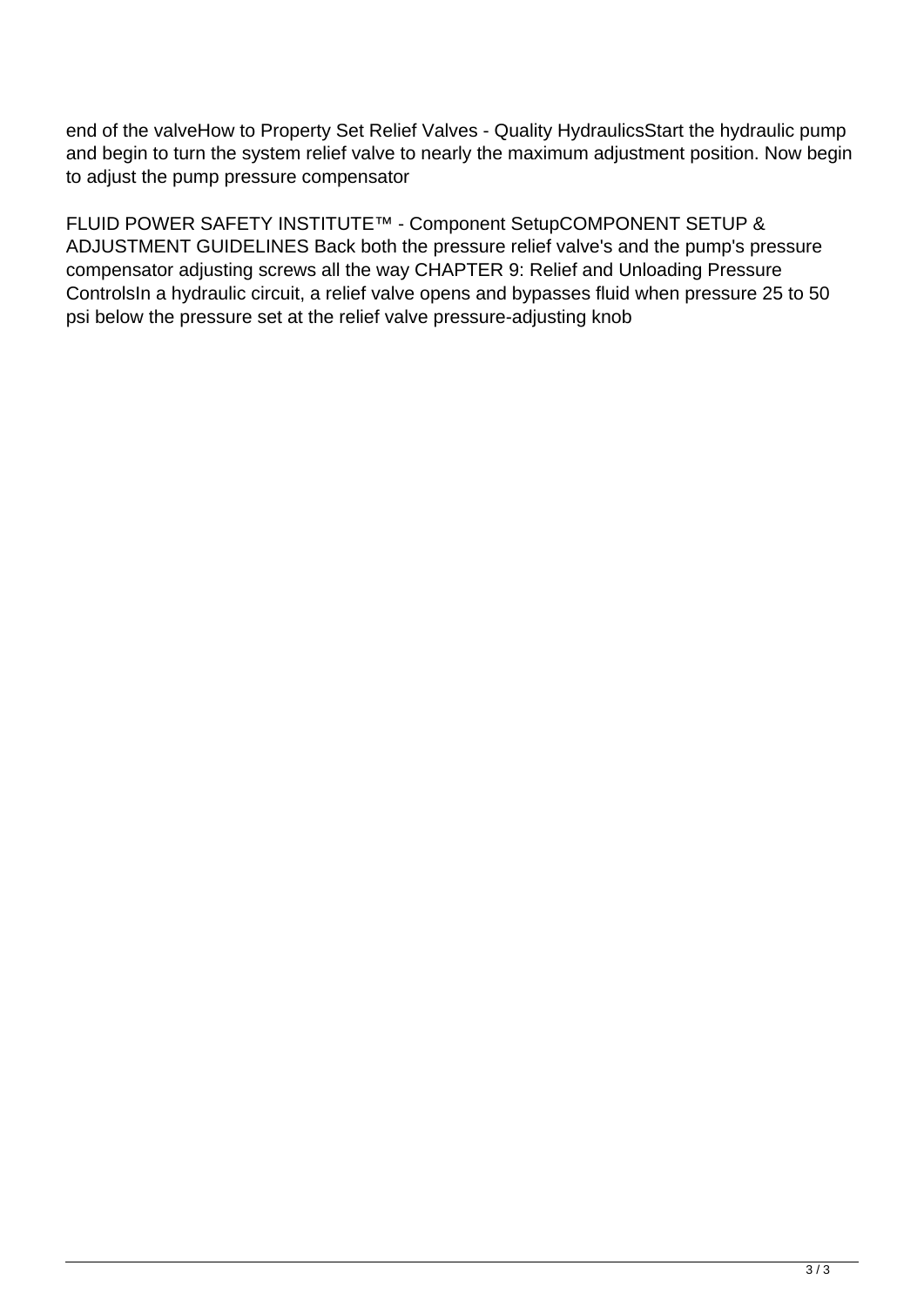end of the valveHow to Property Set Relief Valves - Quality HydraulicsStart the hydraulic pump and begin to turn the system relief valve to nearly the maximum adjustment position. Now begin to adjust the pump pressure compensator

FLUID POWER SAFETY INSTITUTE™ - Component SetupCOMPONENT SETUP & ADJUSTMENT GUIDELINES Back both the pressure relief valve's and the pump's pressure compensator adjusting screws all the way CHAPTER 9: Relief and Unloading Pressure ControlsIn a hydraulic circuit, a relief valve opens and bypasses fluid when pressure 25 to 50 psi below the pressure set at the relief valve pressure-adjusting knob